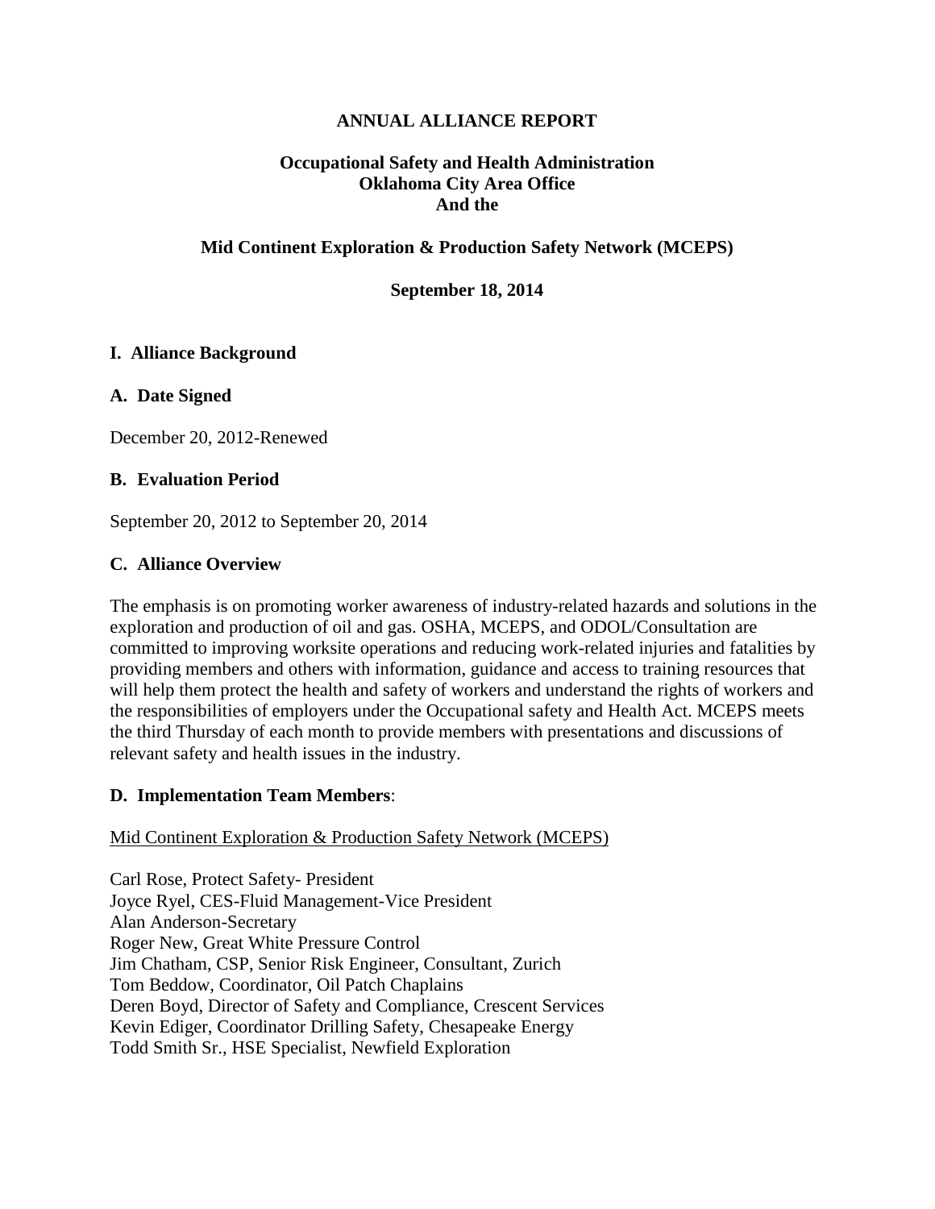**ANNUAL ALLIANCE REPORT**

**Occupational Safety and Health Administration**
**Oklahoma City Area Office**
**And the**

**Mid Continent Exploration & Production Safety Network (MCEPS)**

**September 18, 2014**

## I. Alliance Background

### A. Date Signed

December 20, 2012-Renewed

### B. Evaluation Period

September 20, 2012 to September 20, 2014

### C. Alliance Overview

The emphasis is on promoting worker awareness of industry-related hazards and solutions in the exploration and production of oil and gas. OSHA, MCEPS, and ODOL/Consultation are committed to improving worksite operations and reducing work-related injuries and fatalities by providing members and others with information, guidance and access to training resources that will help them protect the health and safety of workers and understand the rights of workers and the responsibilities of employers under the Occupational safety and Health Act. MCEPS meets the third Thursday of each month to provide members with presentations and discussions of relevant safety and health issues in the industry.

### D. Implementation Team Members:

Mid Continent Exploration & Production Safety Network (MCEPS)

Carl Rose, Protect Safety- President
Joyce Ryel, CES-Fluid Management-Vice President
Alan Anderson-Secretary
Roger New, Great White Pressure Control
Jim Chatham, CSP, Senior Risk Engineer, Consultant, Zurich
Tom Beddow, Coordinator, Oil Patch Chaplains
Deren Boyd, Director of Safety and Compliance, Crescent Services
Kevin Ediger, Coordinator Drilling Safety, Chesapeake Energy
Todd Smith Sr., HSE Specialist, Newfield Exploration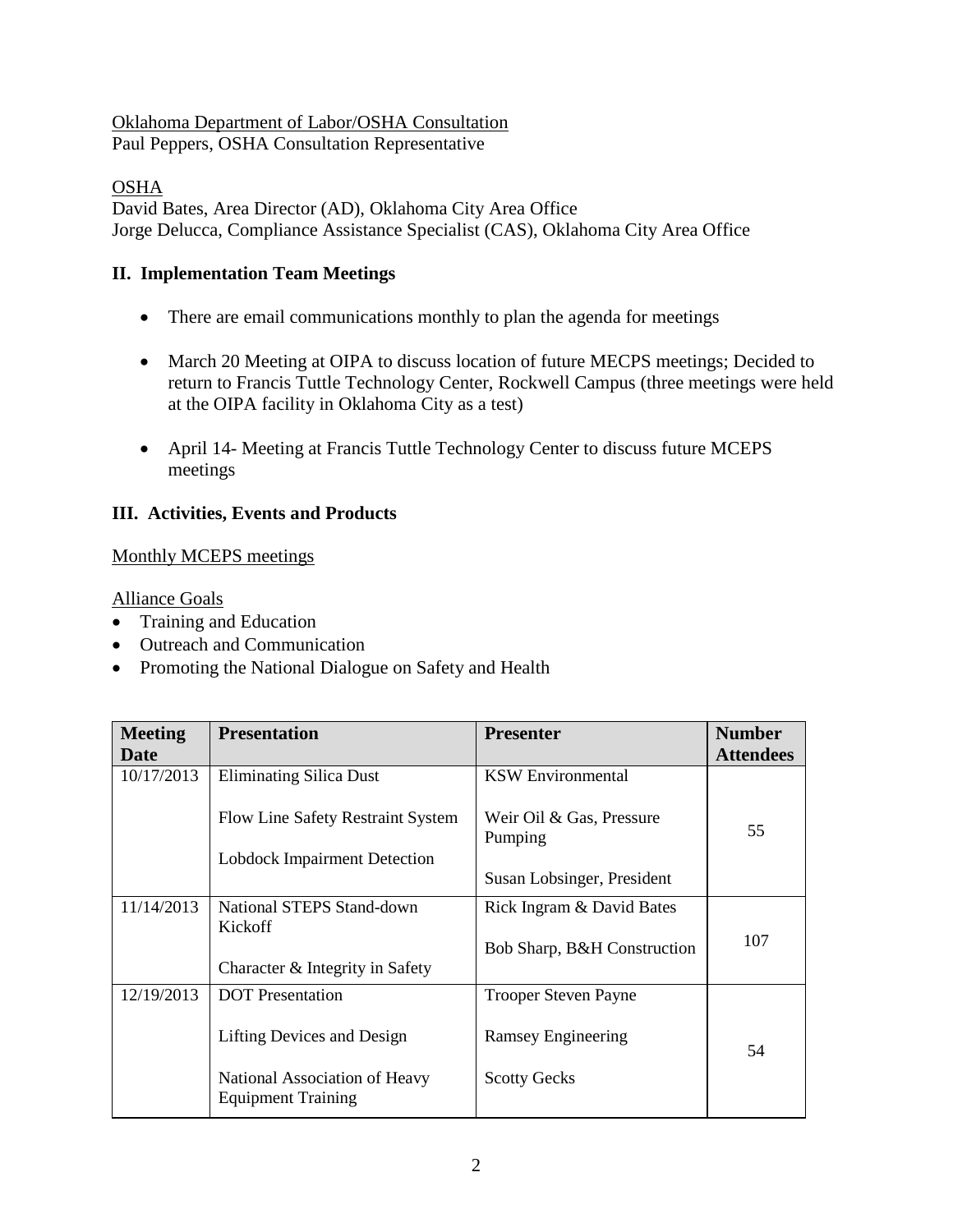Oklahoma Department of Labor/OSHA Consultation
Paul Peppers, OSHA Consultation Representative

OSHA
David Bates, Area Director (AD), Oklahoma City Area Office
Jorge Delucca, Compliance Assistance Specialist (CAS), Oklahoma City Area Office

## II. Implementation Team Meetings

- There are email communications monthly to plan the agenda for meetings
- March 20 Meeting at OIPA to discuss location of future MECPS meetings; Decided to return to Francis Tuttle Technology Center, Rockwell Campus (three meetings were held at the OIPA facility in Oklahoma City as a test)
- April 14- Meeting at Francis Tuttle Technology Center to discuss future MCEPS meetings

## III. Activities, Events and Products

Monthly MCEPS meetings

Alliance Goals

- Training and Education
- Outreach and Communication
- Promoting the National Dialogue on Safety and Health

| Meeting Date | Presentation | Presenter | Number Attendees |
|---|---|---|---|
| 10/17/2013 | Eliminating Silica Dust<br><br>Flow Line Safety Restraint System<br><br>Lobdock Impairment Detection | KSW Environmental<br><br>Weir Oil & Gas, Pressure Pumping<br><br>Susan Lobsinger, President | 55 |
| 11/14/2013 | National STEPS Stand-down Kickoff<br><br>Character & Integrity in Safety | Rick Ingram & David Bates<br><br>Bob Sharp, B&H Construction | 107 |
| 12/19/2013 | DOT Presentation<br><br>Lifting Devices and Design<br><br>National Association of Heavy Equipment Training | Trooper Steven Payne<br><br>Ramsey Engineering<br><br>Scotty Gecks | 54 |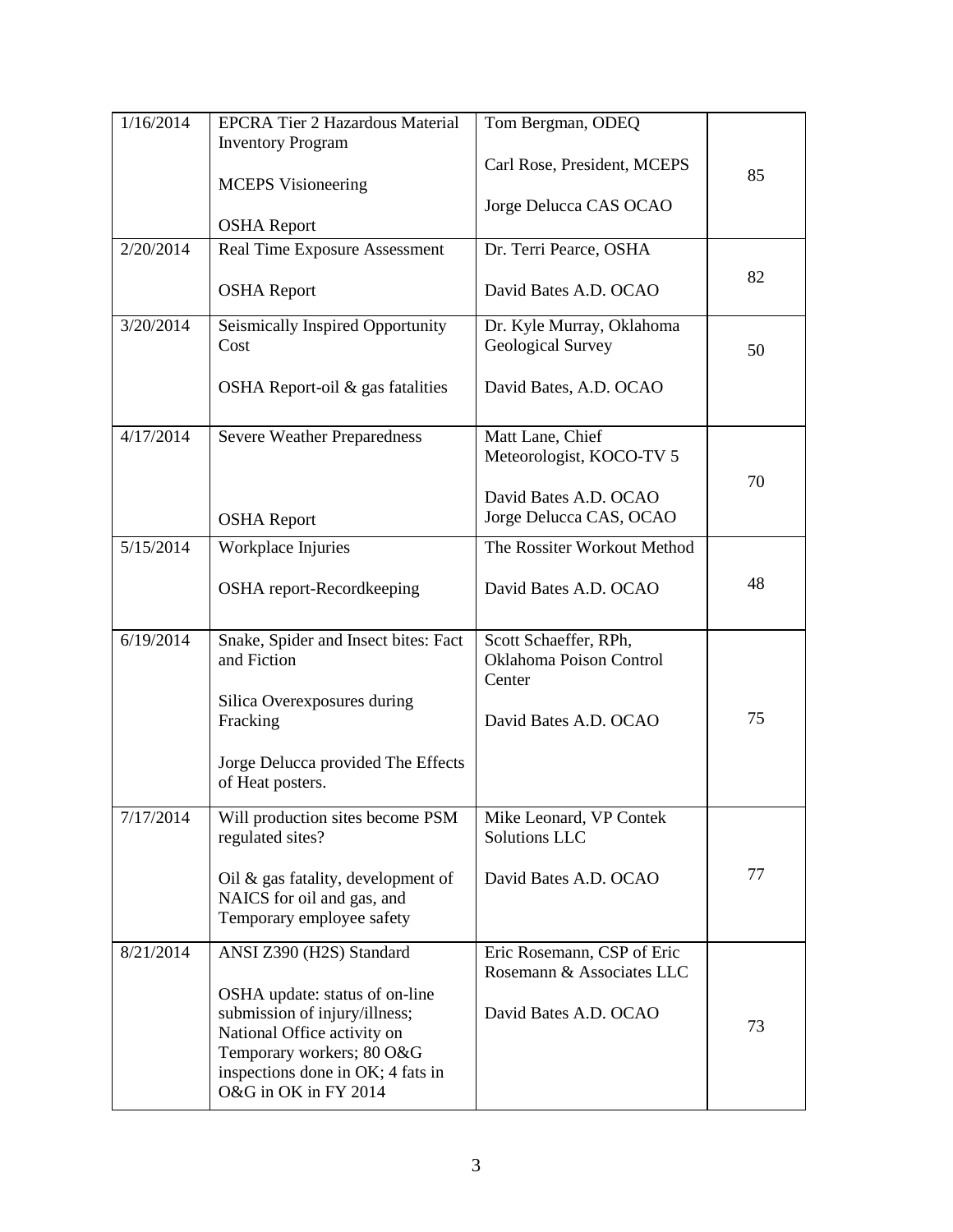| 1/16/2014 | EPCRA Tier 2 Hazardous Material Inventory Program<br><br>MCEPS Visioneering<br><br>OSHA Report | Tom Bergman, ODEQ<br><br>Carl Rose, President, MCEPS<br><br>Jorge Delucca CAS OCAO | 85 |
|---|---|---|---|
| 2/20/2014 | Real Time Exposure Assessment<br><br>OSHA Report | Dr. Terri Pearce, OSHA<br><br>David Bates A.D. OCAO | 82 |
| 3/20/2014 | Seismically Inspired Opportunity Cost<br><br>OSHA Report-oil & gas fatalities | Dr. Kyle Murray, Oklahoma Geological Survey<br><br>David Bates, A.D. OCAO | 50 |
| 4/17/2014 | Severe Weather Preparedness<br><br>OSHA Report | Matt Lane, Chief Meteorologist, KOCO-TV 5<br><br>David Bates A.D. OCAO<br>Jorge Delucca CAS, OCAO | 70 |
| 5/15/2014 | Workplace Injuries<br><br>OSHA report-Recordkeeping | The Rossiter Workout Method<br><br>David Bates A.D. OCAO | 48 |
| 6/19/2014 | Snake, Spider and Insect bites: Fact and Fiction<br><br>Silica Overexposures during Fracking<br><br>Jorge Delucca provided The Effects of Heat posters. | Scott Schaeffer, RPh, Oklahoma Poison Control Center<br><br>David Bates A.D. OCAO | 75 |
| 7/17/2014 | Will production sites become PSM regulated sites?<br><br>Oil & gas fatality, development of NAICS for oil and gas, and Temporary employee safety | Mike Leonard, VP Contek Solutions LLC<br><br>David Bates A.D. OCAO | 77 |
| 8/21/2014 | ANSI Z390 (H2S) Standard<br><br>OSHA update: status of on-line submission of injury/illness; National Office activity on Temporary workers; 80 O&G inspections done in OK; 4 fats in O&G in OK in FY 2014 | Eric Rosemann, CSP of Eric Rosemann & Associates LLC<br><br>David Bates A.D. OCAO | 73 |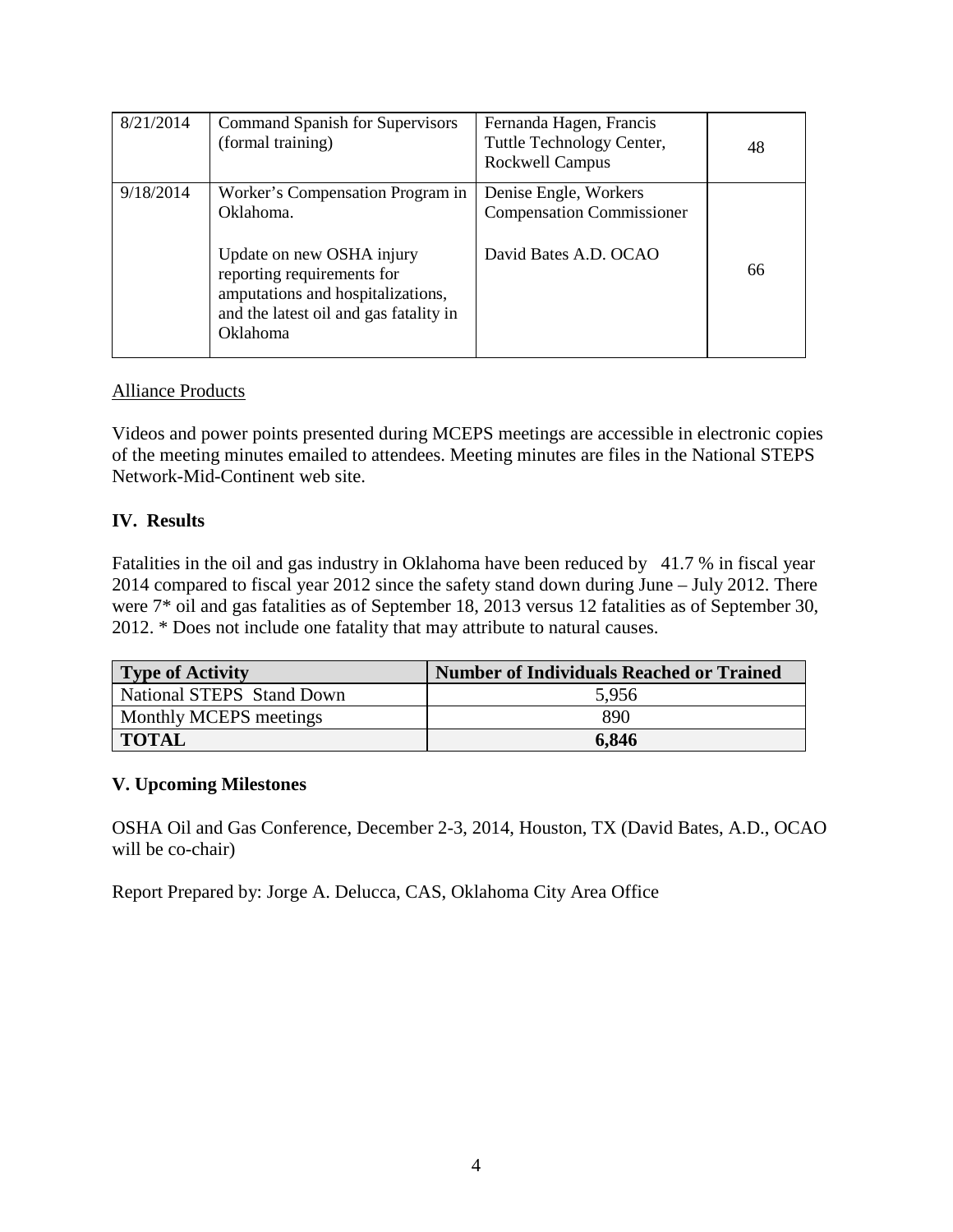| | | | |
|---|---|---|---|
| 8/21/2014 | Command Spanish for Supervisors (formal training) | Fernanda Hagen, Francis Tuttle Technology Center, Rockwell Campus | 48 |
| 9/18/2014 | Worker's Compensation Program in Oklahoma.<br><br>Update on new OSHA injury reporting requirements for amputations and hospitalizations, and the latest oil and gas fatality in Oklahoma | Denise Engle, Workers Compensation Commissioner<br><br>David Bates A.D. OCAO | 66 |

Alliance Products

Videos and power points presented during MCEPS meetings are accessible in electronic copies of the meeting minutes emailed to attendees. Meeting minutes are files in the National STEPS Network-Mid-Continent web site.

**IV. Results**

Fatalities in the oil and gas industry in Oklahoma have been reduced by 41.7 % in fiscal year 2014 compared to fiscal year 2012 since the safety stand down during June – July 2012. There were 7* oil and gas fatalities as of September 18, 2013 versus 12 fatalities as of September 30, 2012. * Does not include one fatality that may attribute to natural causes.

| Type of Activity | Number of Individuals Reached or Trained |
|---|---|
| National STEPS Stand Down | 5,956 |
| Monthly MCEPS meetings | 890 |
| **TOTAL** | **6,846** |

**V. Upcoming Milestones**

OSHA Oil and Gas Conference, December 2-3, 2014, Houston, TX (David Bates, A.D., OCAO will be co-chair)

Report Prepared by: Jorge A. Delucca, CAS, Oklahoma City Area Office